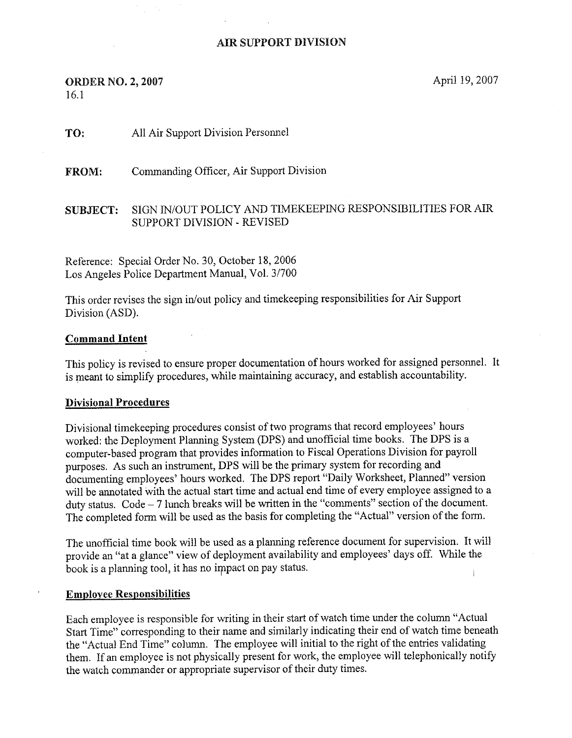# AIR SUPPORT DIVISION

**ORDER NO. 2, 2007**
16.1

April 19, 2007

**TO:** All Air Support Division Personnel

**FROM:** Commanding Officer, Air Support Division

**SUBJECT:** SIGN IN/OUT POLICY AND TIMEKEEPING RESPONSIBILITIES FOR AIR SUPPORT DIVISION - REVISED

Reference: Special Order No. 30, October 18, 2006
Los Angeles Police Department Manual, Vol. 3/700

This order revises the sign in/out policy and timekeeping responsibilities for Air Support Division (ASD).

## Command Intent

This policy is revised to ensure proper documentation of hours worked for assigned personnel. It is meant to simplify procedures, while maintaining accuracy, and establish accountability.

## Divisional Procedures

Divisional timekeeping procedures consist of two programs that record employees' hours worked: the Deployment Planning System (DPS) and unofficial time books. The DPS is a computer-based program that provides information to Fiscal Operations Division for payroll purposes. As such an instrument, DPS will be the primary system for recording and documenting employees' hours worked. The DPS report "Daily Worksheet, Planned" version will be annotated with the actual start time and actual end time of every employee assigned to a duty status. Code – 7 lunch breaks will be written in the "comments" section of the document. The completed form will be used as the basis for completing the "Actual" version of the form.

The unofficial time book will be used as a planning reference document for supervision. It will provide an "at a glance" view of deployment availability and employees' days off. While the book is a planning tool, it has no impact on pay status.

## Employee Responsibilities

Each employee is responsible for writing in their start of watch time under the column "Actual Start Time" corresponding to their name and similarly indicating their end of watch time beneath the "Actual End Time" column. The employee will initial to the right of the entries validating them. If an employee is not physically present for work, the employee will telephonically notify the watch commander or appropriate supervisor of their duty times.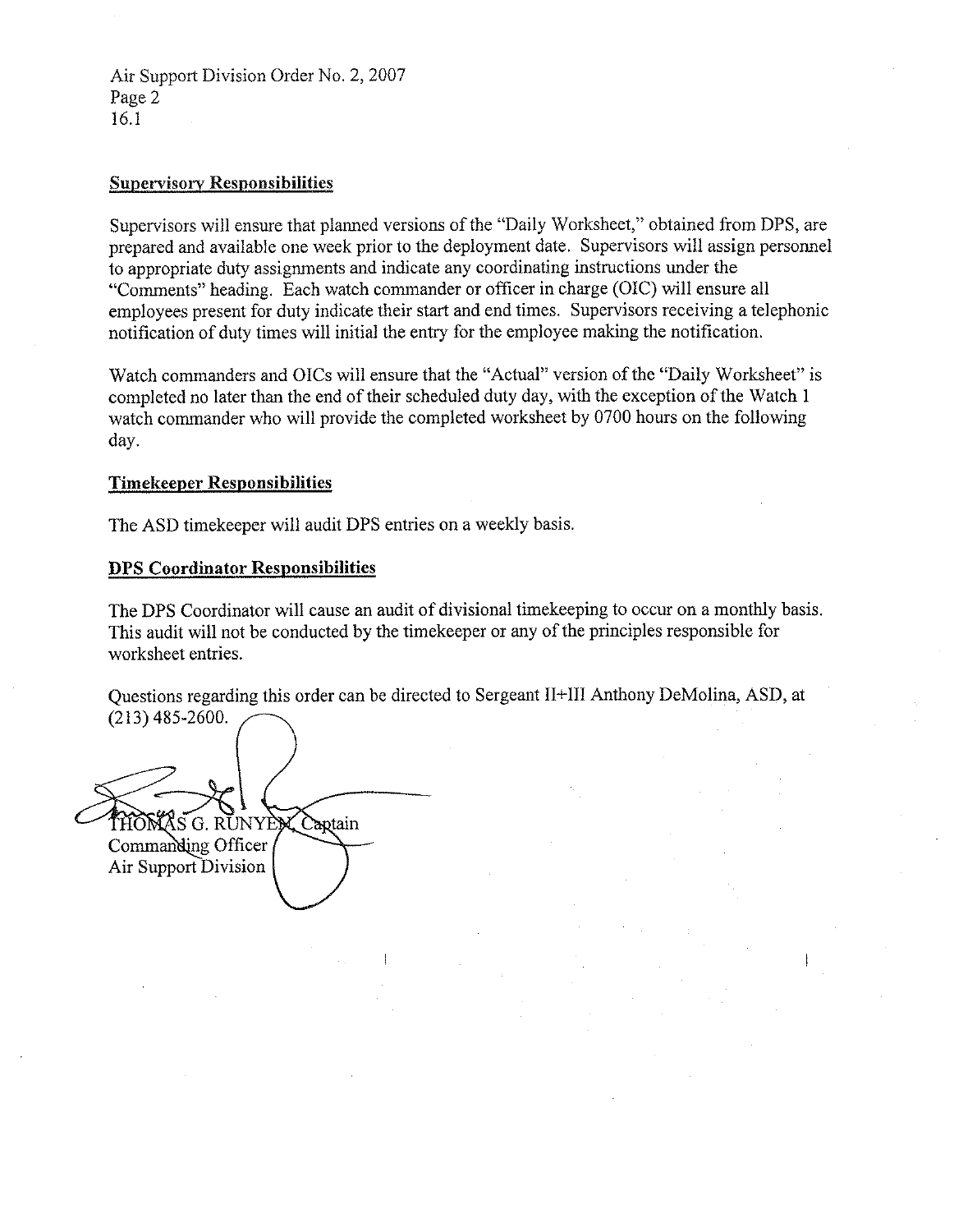Air Support Division Order No. 2, 2007
Page 2
16.1

**Supervisory Responsibilities**

Supervisors will ensure that planned versions of the "Daily Worksheet," obtained from DPS, are prepared and available one week prior to the deployment date. Supervisors will assign personnel to appropriate duty assignments and indicate any coordinating instructions under the "Comments" heading. Each watch commander or officer in charge (OIC) will ensure all employees present for duty indicate their start and end times. Supervisors receiving a telephonic notification of duty times will initial the entry for the employee making the notification.

Watch commanders and OICs will ensure that the "Actual" version of the "Daily Worksheet" is completed no later than the end of their scheduled duty day, with the exception of the Watch 1 watch commander who will provide the completed worksheet by 0700 hours on the following day.

**Timekeeper Responsibilities**

The ASD timekeeper will audit DPS entries on a weekly basis.

**DPS Coordinator Responsibilities**

The DPS Coordinator will cause an audit of divisional timekeeping to occur on a monthly basis. This audit will not be conducted by the timekeeper or any of the principles responsible for worksheet entries.

Questions regarding this order can be directed to Sergeant II+III Anthony DeMolina, ASD, at (213) 485-2600.

THOMAS G. RUNYEN, Captain
Commanding Officer
Air Support Division